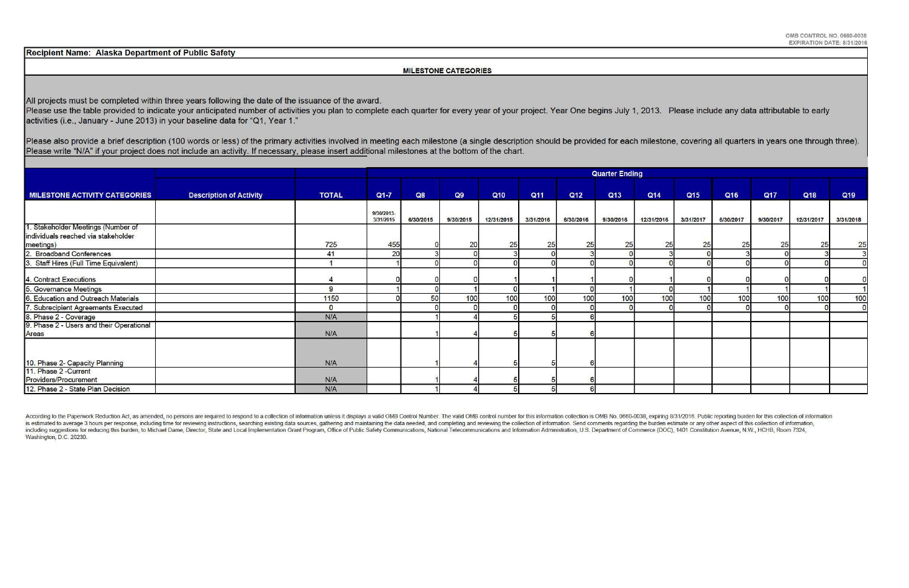OMB CONTROL NO. 0660-0038
EXPIRATION DATE: 8/31/2016

**Recipient Name: Alaska Department of Public Safety**

**MILESTONE CATEGORIES**

All projects must be completed within three years following the date of the issuance of the award.
Please use the table provided to indicate your anticipated number of activities you plan to complete each quarter for every year of your project. Year One begins July 1, 2013. Please include any data attributable to early activities (i.e., January - June 2013) in your baseline data for "Q1, Year 1."

Please also provide a brief description (100 words or less) of the primary activities involved in meeting each milestone (a single description should be provided for each milestone, covering all quarters in years one through three). Please write "N/A" if your project does not include an activity. If necessary, please insert additional milestones at the bottom of the chart.

| | | | Quarter Ending | | | | | | | | | | | | |
|---|---|---|---|---|---|---|---|---|---|---|---|---|---|---|---|
| **MILESTONE ACTIVITY CATEGORIES** | **Description of Activity** | **TOTAL** | **Q1-7** | **Q8** | **Q9** | **Q10** | **Q11** | **Q12** | **Q13** | **Q14** | **Q15** | **Q16** | **Q17** | **Q18** | **Q19** |
| | | | 9/30/2013-3/31/2015 | 6/30/2015 | 9/30/2015 | 12/31/2015 | 3/31/2016 | 6/30/2016 | 9/30/2016 | 12/31/2016 | 3/31/2017 | 6/30/2017 | 9/30/2017 | 12/31/2017 | 3/31/2018 |
| 1. Stakeholder Meetings (Number of individuals reached via stakeholder meetings) | | 725 | 455 | 0 | 20 | 25 | 25 | 25 | 25 | 25 | 25 | 25 | 25 | 25 | 25 |
| 2. Broadband Conferences | | 41 | 20 | 3 | 0 | 3 | 0 | 3 | 0 | 3 | 0 | 3 | 0 | 3 | 3 |
| 3. Staff Hires (Full Time Equivalent) | | 1 | 1 | 0 | 0 | 0 | 0 | 0 | 0 | 0 | 0 | 0 | 0 | 0 | 0 |
| 4. Contract Executions | | 4 | 0 | 0 | 0 | 1 | 1 | 1 | 0 | 1 | 0 | 0 | 0 | 0 | 0 |
| 5. Governance Meetings | | 9 | 1 | 0 | 1 | 0 | 1 | 0 | 1 | 0 | 1 | 1 | 1 | 1 | 1 |
| 6. Education and Outreach Materials | | 1150 | 0 | 50 | 100 | 100 | 100 | 100 | 100 | 100 | 100 | 100 | 100 | 100 | 100 |
| 7. Subrecipient Agreements Executed | | 0 | | 0 | 0 | 0 | 0 | 0 | 0 | 0 | 0 | 0 | 0 | 0 | 0 |
| 8. Phase 2 - Coverage | | N/A | | 1 | 4 | 5 | 5 | 6 | | | | | | | |
| 9. Phase 2 - Users and their Operational Areas | | N/A | | 1 | 4 | 5 | 5 | 6 | | | | | | | |
| 10. Phase 2- Capacity Planning | | N/A | | 1 | 4 | 5 | 5 | 6 | | | | | | | |
| 11. Phase 2 -Current Providers/Procurement | | N/A | | 1 | 4 | 5 | 5 | 6 | | | | | | | |
| 12. Phase 2 - State Plan Decision | | N/A | | 1 | 4 | 5 | 5 | 6 | | | | | | | |

According to the Paperwork Reduction Act, as amended, no persons are required to respond to a collection of information unless it displays a valid OMB Control Number. The valid OMB control number for this information collection is OMB No. 0660-0038, expiring 8/31/2016. Public reporting burden for this collection of information is estimated to average 3 hours per response, including time for reviewing instructions, searching existing data sources, gathering and maintaining the data needed, and completing and reviewing the collection of information. Send comments regarding the burden estimate or any other aspect of this collection of information, including suggestions for reducing this burden, to Michael Dame, Director, State and Local Implementation Grant Program, Office of Public Safety Communications, National Telecommunications and Information Administration, U.S. Department of Commerce (DOC), 1401 Constitution Avenue, N.W., HCHB, Room 7324, Washington, D.C. 20230.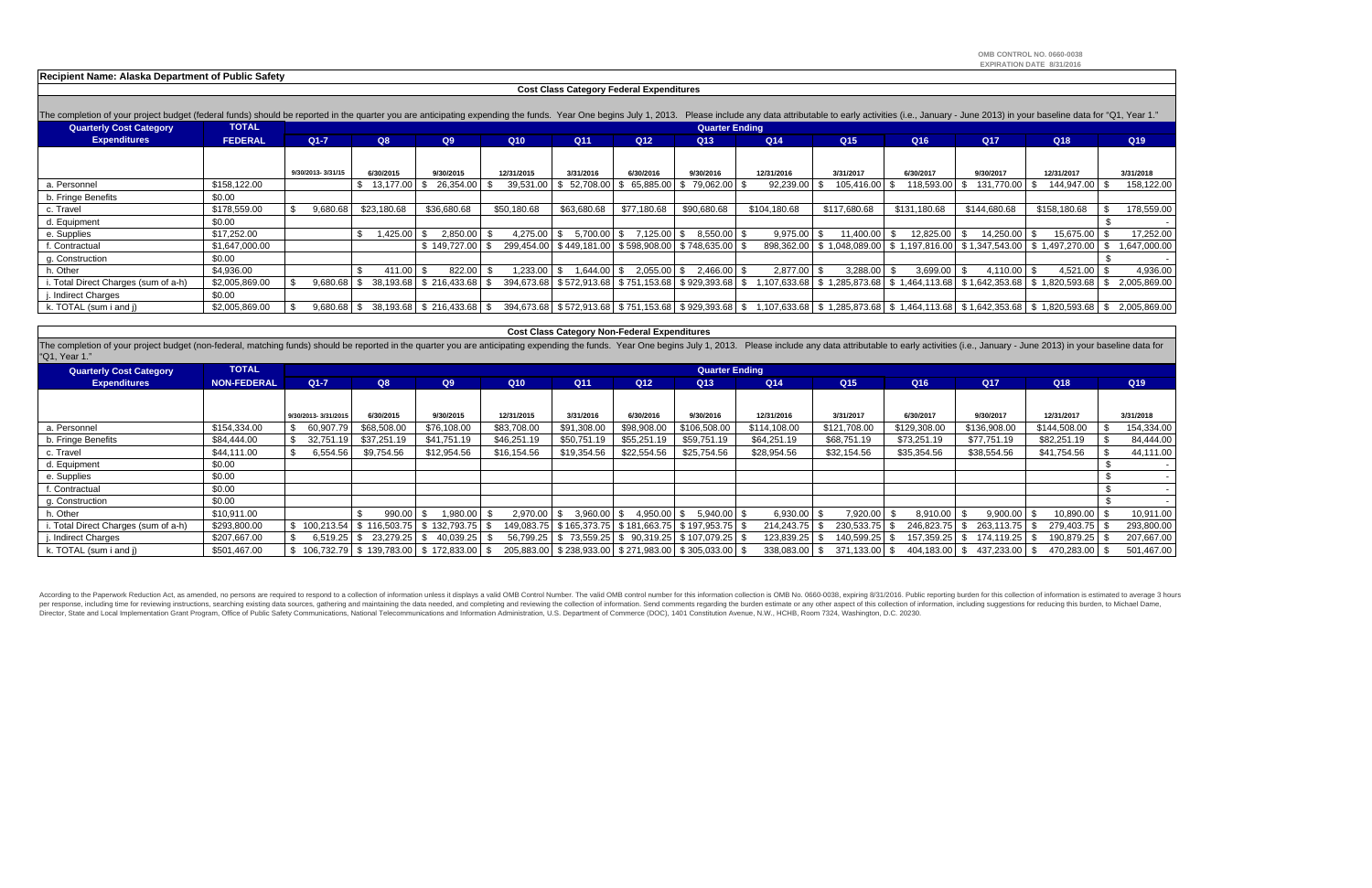OMB CONTROL NO. 0660-0038
EXPIRATION DATE 8/31/2016

**Recipient Name: Alaska Department of Public Safety**

## Cost Class Category Federal Expenditures

The completion of your project budget (federal funds) should be reported in the quarter you are anticipating expending the funds. Year One begins July 1, 2013. Please include any data attributable to early activities (i.e., January - June 2013) in your baseline data for "Q1, Year 1."

| Quarterly Cost Category Expenditures | TOTAL FEDERAL | Q1-7 | Q8 | Q9 | Q10 | Q11 | Q12 | Q13 | Q14 | Q15 | Q16 | Q17 | Q18 | Q19 |
|---|---|---|---|---|---|---|---|---|---|---|---|---|---|---|
| | | 9/30/2013- 3/31/15 | 6/30/2015 | 9/30/2015 | 12/31/2015 | 3/31/2016 | 6/30/2016 | 9/30/2016 | 12/31/2016 | 3/31/2017 | 6/30/2017 | 9/30/2017 | 12/31/2017 | 3/31/2018 |
| a. Personnel | $158,122.00 | | $ 13,177.00 | $ 26,354.00 | $ 39,531.00 | $ 52,708.00 | $ 65,885.00 | $ 79,062.00 | $ 92,239.00 | $ 105,416.00 | $ 118,593.00 | $ 131,770.00 | $ 144,947.00 | $ 158,122.00 |
| b. Fringe Benefits | $0.00 | | | | | | | | | | | | | |
| c. Travel | $178,559.00 | $ 9,680.68 | $23,180.68 | $36,680.68 | $50,180.68 | $63,680.68 | $77,180.68 | $90,680.68 | $104,180.68 | $117,680.68 | $131,180.68 | $144,680.68 | $158,180.68 | $ 178,559.00 |
| d. Equipment | $0.00 | | | | | | | | | | | | | $ - |
| e. Supplies | $17,252.00 | | $ 1,425.00 | $ 2,850.00 | $ 4,275.00 | $ 5,700.00 | $ 7,125.00 | $ 8,550.00 | $ 9,975.00 | $ 11,400.00 | $ 12,825.00 | $ 14,250.00 | $ 15,675.00 | $ 17,252.00 |
| f. Contractual | $1,647,000.00 | | | $ 149,727.00 | $ 299,454.00 | $ 449,181.00 | $ 598,908.00 | $ 748,635.00 | $ 898,362.00 | $ 1,048,089.00 | $ 1,197,816.00 | $ 1,347,543.00 | $ 1,497,270.00 | $ 1,647,000.00 |
| g. Construction | $0.00 | | | | | | | | | | | | | $ - |
| h. Other | $4,936.00 | | $ 411.00 | $ 822.00 | $ 1,233.00 | $ 1,644.00 | $ 2,055.00 | $ 2,466.00 | $ 2,877.00 | $ 3,288.00 | $ 3,699.00 | $ 4,110.00 | $ 4,521.00 | $ 4,936.00 |
| i. Total Direct Charges (sum of a-h) | $2,005,869.00 | $ 9,680.68 | $ 38,193.68 | $ 216,433.68 | $ 394,673.68 | $ 572,913.68 | $ 751,153.68 | $ 929,393.68 | $ 1,107,633.68 | $ 1,285,873.68 | $ 1,464,113.68 | $ 1,642,353.68 | $ 1,820,593.68 | $ 2,005,869.00 |
| j. Indirect Charges | $0.00 | | | | | | | | | | | | | |
| k. TOTAL (sum i and j) | $2,005,869.00 | $ 9,680.68 | $ 38,193.68 | $ 216,433.68 | $ 394,673.68 | $ 572,913.68 | $ 751,153.68 | $ 929,393.68 | $ 1,107,633.68 | $ 1,285,873.68 | $ 1,464,113.68 | $ 1,642,353.68 | $ 1,820,593.68 | $ 2,005,869.00 |

## Cost Class Category Non-Federal Expenditures

The completion of your project budget (non-federal, matching funds) should be reported in the quarter you are anticipating expending the funds. Year One begins July 1, 2013. Please include any data attributable to early activities (i.e., January - June 2013) in your baseline data for "Q1, Year 1."

| Quarterly Cost Category Expenditures | TOTAL NON-FEDERAL | Q1-7 | Q8 | Q9 | Q10 | Q11 | Q12 | Q13 | Q14 | Q15 | Q16 | Q17 | Q18 | Q19 |
|---|---|---|---|---|---|---|---|---|---|---|---|---|---|---|
| | | 9/30/2013- 3/31/2015 | 6/30/2015 | 9/30/2015 | 12/31/2015 | 3/31/2016 | 6/30/2016 | 9/30/2016 | 12/31/2016 | 3/31/2017 | 6/30/2017 | 9/30/2017 | 12/31/2017 | 3/31/2018 |
| a. Personnel | $154,334.00 | $ 60,907.79 | $68,508.00 | $76,108.00 | $83,708.00 | $91,308.00 | $98,908.00 | $106,508.00 | $114,108.00 | $121,708.00 | $129,308.00 | $136,908.00 | $144,508.00 | $ 154,334.00 |
| b. Fringe Benefits | $84,444.00 | $ 32,751.19 | $37,251.19 | $41,751.19 | $46,251.19 | $50,751.19 | $55,251.19 | $59,751.19 | $64,251.19 | $68,751.19 | $73,251.19 | $77,751.19 | $82,251.19 | $ 84,444.00 |
| c. Travel | $44,111.00 | $ 6,554.56 | $9,754.56 | $12,954.56 | $16,154.56 | $19,354.56 | $22,554.56 | $25,754.56 | $28,954.56 | $32,154.56 | $35,354.56 | $38,554.56 | $41,754.56 | $ 44,111.00 |
| d. Equipment | $0.00 | | | | | | | | | | | | | $ - |
| e. Supplies | $0.00 | | | | | | | | | | | | | $ - |
| f. Contractual | $0.00 | | | | | | | | | | | | | $ - |
| g. Construction | $0.00 | | | | | | | | | | | | | $ - |
| h. Other | $10,911.00 | | $ 990.00 | $ 1,980.00 | $ 2,970.00 | $ 3,960.00 | $ 4,950.00 | $ 5,940.00 | $ 6,930.00 | $ 7,920.00 | $ 8,910.00 | $ 9,900.00 | $ 10,890.00 | $ 10,911.00 |
| i. Total Direct Charges (sum of a-h) | $293,800.00 | $ 100,213.54 | $ 116,503.75 | $ 132,793.75 | $ 149,083.75 | $ 165,373.75 | $ 181,663.75 | $ 197,953.75 | $ 214,243.75 | $ 230,533.75 | $ 246,823.75 | $ 263,113.75 | $ 279,403.75 | $ 293,800.00 |
| j. Indirect Charges | $207,667.00 | $ 6,519.25 | $ 23,279.25 | $ 40,039.25 | $ 56,799.25 | $ 73,559.25 | $ 90,319.25 | $ 107,079.25 | $ 123,839.25 | $ 140,599.25 | $ 157,359.25 | $ 174,119.25 | $ 190,879.25 | $ 207,667.00 |
| k. TOTAL (sum i and j) | $501,467.00 | $ 106,732.79 | $ 139,783.00 | $ 172,833.00 | $ 205,883.00 | $ 238,933.00 | $ 271,983.00 | $ 305,033.00 | $ 338,083.00 | $ 371,133.00 | $ 404,183.00 | $ 437,233.00 | $ 470,283.00 | $ 501,467.00 |

According to the Paperwork Reduction Act, as amended, no persons are required to respond to a collection of information unless it displays a valid OMB Control Number. The valid OMB control number for this information collection is OMB No. 0660-0038, expiring 8/31/2016. Public reporting burden for this collection of information is estimated to average 3 hours per response, including time for reviewing instructions, searching existing data sources, gathering and maintaining the data needed, and completing and reviewing the collection of information. Send comments regarding the burden estimate or any other aspect of this collection of information, including suggestions for reducing this burden, to Michael Dame, Director, State and Local Implementation Grant Program, Office of Public Safety Communications, National Telecommunications and Information Administration, U.S. Department of Commerce (DOC), 1401 Constitution Avenue, N.W., HCHB, Room 7324, Washington, D.C. 20230.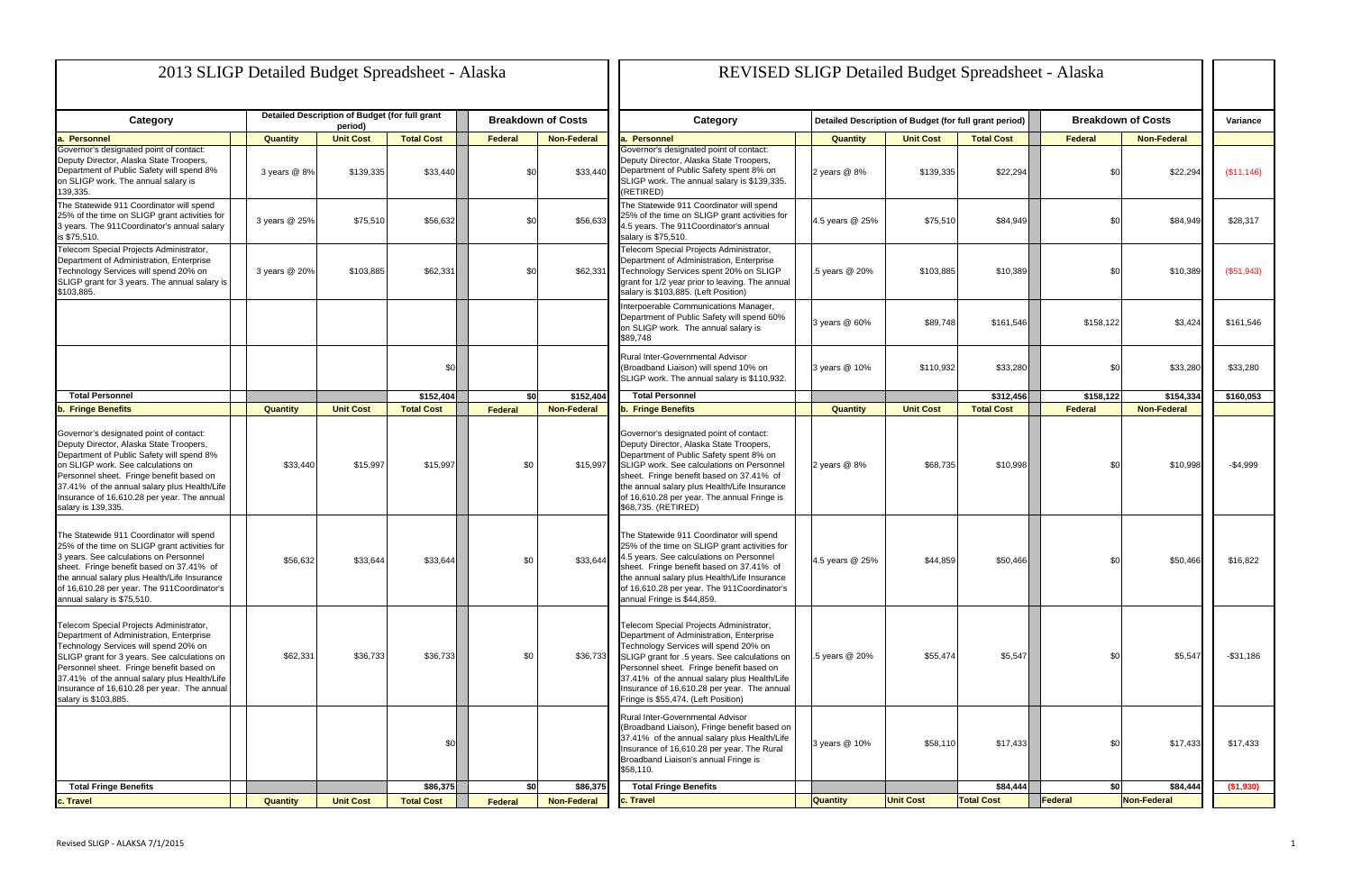# 2013 SLIGP Detailed Budget Spreadsheet - Alaska

# REVISED SLIGP Detailed Budget Spreadsheet - Alaska

| Category | Detailed Description of Budget (for full grant period) | | | Breakdown of Costs | | Category | Detailed Description of Budget (for full grant period) | | | Breakdown of Costs | | Variance |
|---|---|---|---|---|---|---|---|---|---|---|---|---|
| **a. Personnel** | **Quantity** | **Unit Cost** | **Total Cost** | **Federal** | **Non-Federal** | **a. Personnel** | **Quantity** | **Unit Cost** | **Total Cost** | **Federal** | **Non-Federal** | |
| Governor's designated point of contact: Deputy Director, Alaska State Troopers, Department of Public Safety will spend 8% on SLIGP work. The annual salary is 139,335. | 3 years @ 8% | $139,335 | $33,440 | $0 | $33,440 | Governor's designated point of contact: Deputy Director, Alaska State Troopers, Department of Public Safety spent 8% on SLIGP work. The annual salary is $139,335. (RETIRED) | 2 years @ 8% | $139,335 | $22,294 | $0 | $22,294 | ($11,146) |
| The Statewide 911 Coordinator will spend 25% of the time on SLIGP grant activities for 3 years. The 911Coordinator's annual salary is $75,510. | 3 years @ 25% | $75,510 | $56,632 | $0 | $56,633 | The Statewide 911 Coordinator will spend 25% of the time on SLIGP grant activities for 4.5 years. The 911Coordinator's annual salary is $75,510. | 4.5 years @ 25% | $75,510 | $84,949 | $0 | $84,949 | $28,317 |
| Telecom Special Projects Administrator, Department of Administration, Enterprise Technology Services will spend 20% on SLIGP grant for 3 years. The annual salary is $103,885. | 3 years @ 20% | $103,885 | $62,331 | $0 | $62,331 | Telecom Special Projects Administrator, Department of Administration, Enterprise Technology Services spent 20% on SLIGP grant for 1/2 year prior to leaving. The annual salary is $103,885. (Left Position) | .5 years @ 20% | $103,885 | $10,389 | $0 | $10,389 | ($51,943) |
| | | | | | | Interpoerable Communications Manager, Department of Public Safety will spend 60% on SLIGP work. The annual salary is $89,748 | 3 years @ 60% | $89,748 | $161,546 | $158,122 | $3,424 | $161,546 |
| | | | $0 | | | Rural Inter-Governmental Advisor (Broadband Liaison) will spend 10% on SLIGP work. The annual salary is $110,932. | 3 years @ 10% | $110,932 | $33,280 | $0 | $33,280 | $33,280 |
| **Total Personnel** | | | **$152,404** | **$0** | **$152,404** | **Total Personnel** | | | **$312,456** | **$158,122** | **$154,334** | **$160,053** |
| **b. Fringe Benefits** | **Quantity** | **Unit Cost** | **Total Cost** | **Federal** | **Non-Federal** | **b. Fringe Benefits** | **Quantity** | **Unit Cost** | **Total Cost** | **Federal** | **Non-Federal** | |
| Governor's designated point of contact: Deputy Director, Alaska State Troopers, Department of Public Safety will spend 8% on SLIGP work. See calculations on Personnel sheet. Fringe benefit based on 37.41% of the annual salary plus Health/Life Insurance of 16,610.28 per year. The annual salary is 139,335. | $33,440 | $15,997 | $15,997 | $0 | $15,997 | Governor's designated point of contact: Deputy Director, Alaska State Troopers, Department of Public Safety spent 8% on SLIGP work. See calculations on Personnel sheet. Fringe benefit based on 37.41% of the annual salary plus Health/Life Insurance of 16,610.28 per year. The annual Fringe is $68,735. (RETIRED) | 2 years @ 8% | $68,735 | $10,998 | $0 | $10,998 | -$4,999 |
| The Statewide 911 Coordinator will spend 25% of the time on SLIGP grant activities for 3 years. See calculations on Personnel sheet. Fringe benefit based on 37.41% of the annual salary plus Health/Life Insurance of 16,610.28 per year. The 911Coordinator's annual salary is $75,510. | $56,632 | $33,644 | $33,644 | $0 | $33,644 | The Statewide 911 Coordinator will spend 25% of the time on SLIGP grant activities for 4.5 years. See calculations on Personnel sheet. Fringe benefit based on 37.41% of the annual salary plus Health/Life Insurance of 16,610.28 per year. The 911Coordinator's annual Fringe is $44,859. | 4.5 years @ 25% | $44,859 | $50,466 | $0 | $50,466 | $16,822 |
| Telecom Special Projects Administrator, Department of Administration, Enterprise Technology Services will spend 20% on SLIGP grant for 3 years. See calculations on Personnel sheet. Fringe benefit based on 37.41% of the annual salary plus Health/Life Insurance of 16,610.28 per year. The annual salary is $103,885. | $62,331 | $36,733 | $36,733 | $0 | $36,733 | Telecom Special Projects Administrator, Department of Administration, Enterprise Technology Services will spend 20% on SLIGP grant for .5 years. See calculations on Personnel sheet. Fringe benefit based on 37.41% of the annual salary plus Health/Life Insurance of 16,610.28 per year. The annual Fringe is $55,474. (Left Position) | .5 years @ 20% | $55,474 | $5,547 | $0 | $5,547 | -$31,186 |
| | | | $0 | | | Rural Inter-Governmental Advisor (Broadband Liaison), Fringe benefit based on 37.41% of the annual salary plus Health/Life Insurance of 16,610.28 per year. The Rural Broadband Liaison's annual Fringe is $58,110. | 3 years @ 10% | $58,110 | $17,433 | $0 | $17,433 | $17,433 |
| **Total Fringe Benefits** | | | **$86,375** | **$0** | **$86,375** | **Total Fringe Benefits** | | | **$84,444** | **$0** | **$84,444** | **($1,930)** |
| **c. Travel** | **Quantity** | **Unit Cost** | **Total Cost** | **Federal** | **Non-Federal** | **c. Travel** | **Quantity** | **Unit Cost** | **Total Cost** | **Federal** | **Non-Federal** | |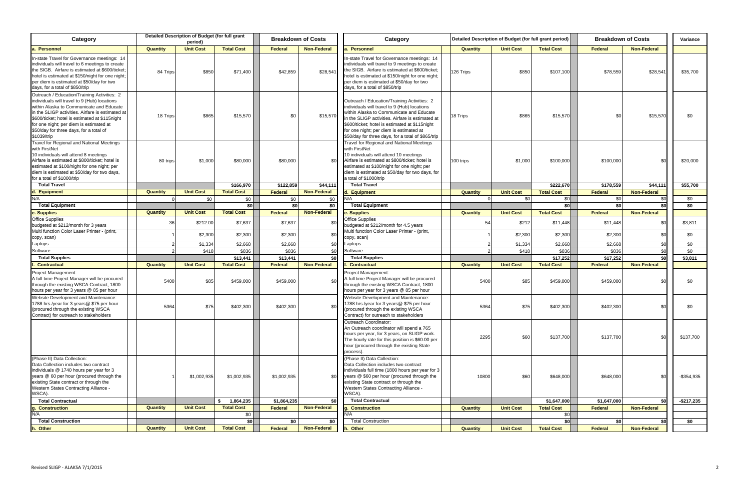| Category | Detailed Description of Budget (for full grant period) | | | Breakdown of Costs | | Category | Detailed Description of Budget (for full grant period) | | | Breakdown of Costs | | Variance |
|---|---|---|---|---|---|---|---|---|---|---|---|---|
| a. Personnel | Quantity | Unit Cost | Total Cost | Federal | Non-Federal | a. Personnel | Quantity | Unit Cost | Total Cost | Federal | Non-Federal | |
| In-state Travel for Governance meetings: 14 individuals will travel to 6 meetings to create the SIGB. Airfare is estimated at $600/ticket; hotel is estimated at $150/night for one night; per diem is estimated at $50/day for two days, for a total of $850/trip | 84 Trips | $850 | $71,400 | $42,859 | $28,541 | In-state Travel for Governance meetings: 14 individuals will travel to 9 meetings to create the SIGB. Airfare is estimated at $600/ticket; hotel is estimated at $150/night for one night; per diem is estimated at $50/day for two days, for a total of $850/trip | 126 Trips | $850 | $107,100 | $78,559 | $28,541 | $35,700 |
| Outreach / Education/Training Activities: 2 individuals will travel to 9 (Hub) locations within Alaska to Communicate and Educate in the SLIGP activities. Airfare is estimated at $600/ticket; hotel is estimated at $115night for one night; per diem is estimated at $50/day for three days, for a total of $1039/trip | 18 Trips | $865 | $15,570 | $0 | $15,570 | Outreach / Education/Training Activities: 2 individuals will travel to 9 (Hub) locations within Alaska to Communicate and Educate in the SLIGP activities. Airfare is estimated at $600/ticket; hotel is estimated at $115night for one night; per diem is estimated at $50/day for three days, for a total of $865/trip | 18 Trips | $865 | $15,570 | $0 | $15,570 | $0 |
| Travel for Regional and National Meetings with FirstNet 10 individuals will attend 8 meetings Airfare is estimated at $800/ticket; hotel is estimated at $100/night for one night; per diem is estimated at $50/day for two days, for a total of $1000/trip | 80 trips | $1,000 | $80,000 | $80,000 | $0 | Travel for Regional and National Meetings with FirstNet 10 individuals will attend 10 meetings Airfare is estimated at $800/ticket; hotel is estimated at $100/night for one night; per diem is estimated at $50/day for two days, for a total of $1000/trip | 100 trips | $1,000 | $100,000 | $100,000 | $0 | $20,000 |
| **Total Travel** | | | **$166,970** | **$122,859** | **$44,111** | **Total Travel** | | | **$222,670** | **$178,559** | **$44,111** | **$55,700** |
| d. Equipment | Quantity | Unit Cost | Total Cost | Federal | Non-Federal | d. Equipment | Quantity | Unit Cost | Total Cost | Federal | Non-Federal | |
| N/A | 0 | $0 | $0 | $0 | $0 | N/A | 0 | $0 | $0 | $0 | $0 | $0 |
| **Total Equipment** | | | **$0** | **$0** | **$0** | **Total Equipment** | | | **$0** | **$0** | **$0** | **$0** |
| e. Supplies | Quantity | Unit Cost | Total Cost | Federal | Non-Federal | e. Supplies | Quantity | Unit Cost | Total Cost | Federal | Non-Federal | |
| Office Supplies budgeted at $212/month for 3 years | 36 | $212.00 | $7,637 | $7,637 | $0 | Office Supplies budgeted at $212/month for 4.5 years | 54 | $212 | $11,448 | $11,448 | $0 | $3,811 |
| Multi function Color Laser Printer - (print, copy, scan) | 1 | $2,300 | $2,300 | $2,300 | $0 | Multi function Color Laser Printer - (print, copy, scan) | 1 | $2,300 | $2,300 | $2,300 | $0 | $0 |
| Laptops | 2 | $1,334 | $2,668 | $2,668 | $0 | Laptops | 2 | $1,334 | $2,668 | $2,668 | $0 | $0 |
| Software | 2 | $418 | $836 | $836 | $0 | Software | 2 | $418 | $836 | $836 | $0 | $0 |
| **Total Supplies** | | | **$13,441** | **$13,441** | **$0** | **Total Supplies** | | | **$17,252** | **$17,252** | **$0** | **$3,811** |
| f. Contractual | Quantity | Unit Cost | Total Cost | Federal | Non-Federal | f. Contractual | Quantity | Unit Cost | Total Cost | Federal | Non-Federal | |
| Project Management: A full time Project Manager will be procured through the existing WSCA Contract, 1800 hours per year for 3 years @ 85 per hour | 5400 | $85 | $459,000 | $459,000 | $0 | Project Management: A full time Project Manager will be procured through the existing WSCA Contract, 1800 hours per year for 3 years @ 85 per hour | 5400 | $85 | $459,000 | $459,000 | $0 | $0 |
| Website Development and Maintenance: 1788 hrs./year for 3 years@ $75 per hour (procured through the existing WSCA Contract) for outreach to stakeholders | 5364 | $75 | $402,300 | $402,300 | $0 | Website Development and Maintenance: 1788 hrs./year for 3 years@ $75 per hour (procured through the existing WSCA Contract) for outreach to stakeholders | 5364 | $75 | $402,300 | $402,300 | $0 | $0 |
| | | | | | | Outreach Coordinator: An Outreach coordinator will spend a 765 hours per year, for 3 years, on SLIGP work. The hourly rate for this position is $60.00 per hour (procured through the existing State process). | 2295 | $60 | $137,700 | $137,700 | $0 | $137,700 |
| (Phase II) Data Collection: Data Collection includes two contract individuals @ 1740 hours per year for 3 years @ 60 per hour (procured through the existing State contract or through the Western States Contracting Alliance - WSCA). | 1 | $1,002,935 | $1,002,935 | $1,002,935 | $0 | (Phase II) Data Collection: Data Collection includes two contract individuals full time (1800 hours per year for 3 years @ $60 per hour (procured through the existing State contract or through the Western States Contracting Alliance - WSCA). | 10800 | $60 | $648,000 | $648,000 | $0 | -$354,935 |
| **Total Contractual** | | | **$ 1,864,235** | **$1,864,235** | **$0** | **Total Contractual** | | | **$1,647,000** | **$1,647,000** | **$0** | **-$217,235** |
| g. Construction | Quantity | Unit Cost | Total Cost | Federal | Non-Federal | g. Construction | Quantity | Unit Cost | Total Cost | Federal | Non-Federal | |
| N/A | | | $0 | | | N/A | | | $0 | | | |
| **Total Construction** | | | **$0** | **$0** | **$0** | Total Construction | | | **$0** | **$0** | **$0** | **$0** |
| h. Other | Quantity | Unit Cost | Total Cost | Federal | Non-Federal | h. Other | Quantity | Unit Cost | Total Cost | Federal | Non-Federal | |

Revised SLIGP - ALAKSA 7/1/2015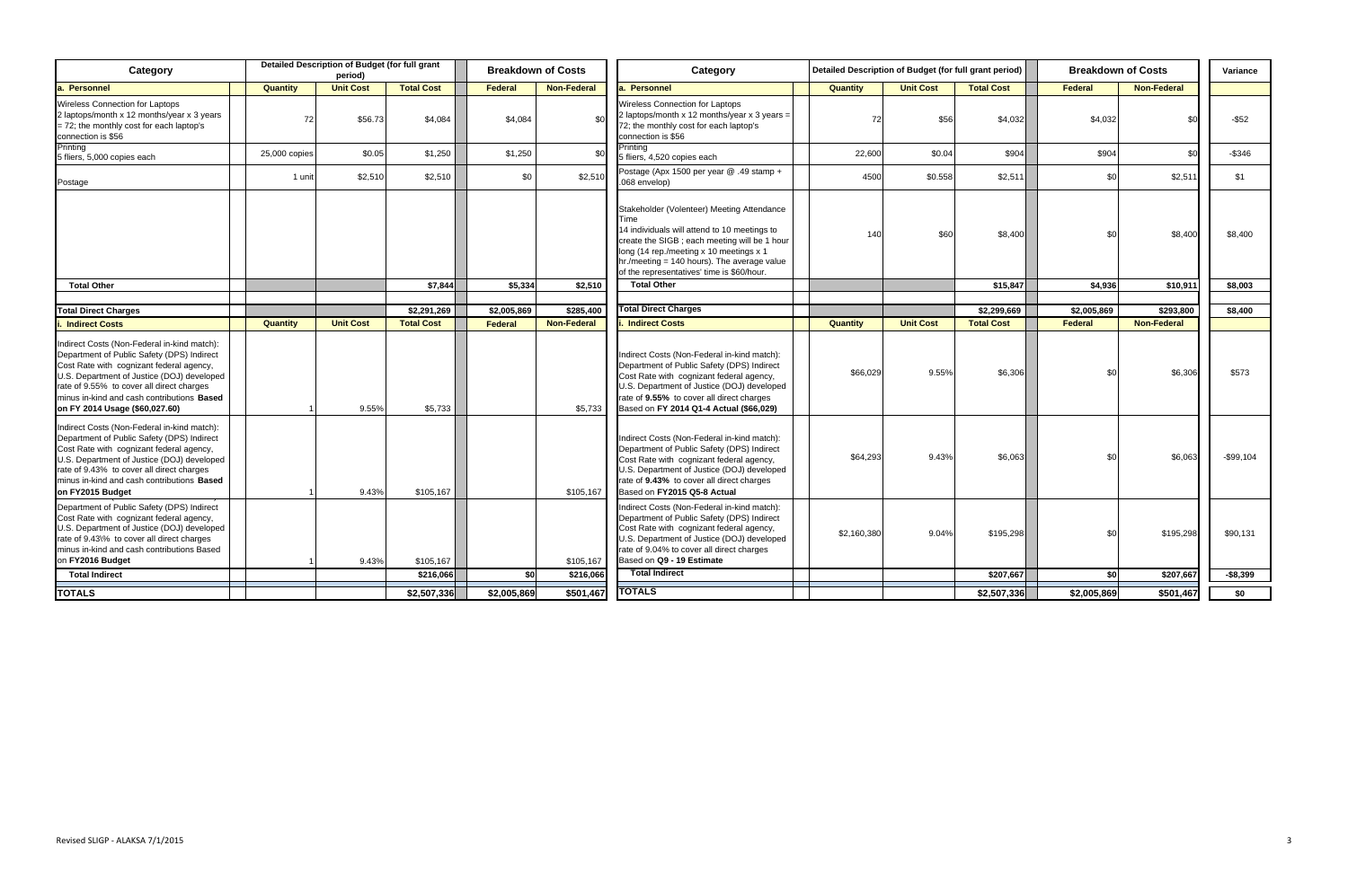| Category | Quantity | Unit Cost | Total Cost | Federal | Non-Federal | Category | Quantity | Unit Cost | Total Cost | Federal | Non-Federal | Variance |
|---|---|---|---|---|---|---|---|---|---|---|---|---|
| | Detailed Description of Budget (for full grant period) | | | Breakdown of Costs | | | Detailed Description of Budget (for full grant period) | | | Breakdown of Costs | | |
| **a. Personnel** | **Quantity** | **Unit Cost** | **Total Cost** | **Federal** | **Non-Federal** | **a. Personnel** | **Quantity** | **Unit Cost** | **Total Cost** | **Federal** | **Non-Federal** | |
| Wireless Connection for Laptops 2 laptops/month x 12 months/year x 3 years = 72; the monthly cost for each laptop's connection is $56 | 72 | $56.73 | $4,084 | $4,084 | $0 | Wireless Connection for Laptops 2 laptops/month x 12 months/year x 3 years = 72; the monthly cost for each laptop's connection is $56 | 72 | $56 | $4,032 | $4,032 | $0 | -$52 |
| Printing 5 fliers, 5,000 copies each | 25,000 copies | $0.05 | $1,250 | $1,250 | $0 | Printing 5 fliers, 4,520 copies each | 22,600 | $0.04 | $904 | $904 | $0 | -$346 |
| Postage | 1 unit | $2,510 | $2,510 | $0 | $2,510 | Postage (Apx 1500 per year @ .49 stamp + .068 envelop) | 4500 | $0.558 | $2,511 | $0 | $2,511 | $1 |
| | | | | | | Stakeholder (Volenteer) Meeting Attendance Time 14 individuals will attend to 10 meetings to create the SIGB ; each meeting will be 1 hour long (14 rep./meeting x 10 meetings x 1 hr./meeting = 140 hours). The average value of the representatives' time is $60/hour. | 140 | $60 | $8,400 | $0 | $8,400 | $8,400 |
| **Total Other** | | | **$7,844** | **$5,334** | **$2,510** | **Total Other** | | | **$15,847** | **$4,936** | **$10,911** | **$8,003** |
| | | | | | | | | | | | | |
| **Total Direct Charges** | | | **$2,291,269** | **$2,005,869** | **$285,400** | **Total Direct Charges** | | | **$2,299,669** | **$2,005,869** | **$293,800** | **$8,400** |
| **i. Indirect Costs** | **Quantity** | **Unit Cost** | **Total Cost** | **Federal** | **Non-Federal** | **i. Indirect Costs** | **Quantity** | **Unit Cost** | **Total Cost** | **Federal** | **Non-Federal** | |
| Indirect Costs (Non-Federal in-kind match): Department of Public Safety (DPS) Indirect Cost Rate with cognizant federal agency, U.S. Department of Justice (DOJ) developed rate of 9.55% to cover all direct charges minus in-kind and cash contributions **Based on FY 2014 Usage ($60,027.60)** | 1 | 9.55% | $5,733 | | $5,733 | Indirect Costs (Non-Federal in-kind match): Department of Public Safety (DPS) Indirect Cost Rate with cognizant federal agency, U.S. Department of Justice (DOJ) developed rate of **9.55%** to cover all direct charges Based on **FY 2014 Q1-4 Actual ($66,029)** | $66,029 | 9.55% | $6,306 | $0 | $6,306 | $573 |
| Indirect Costs (Non-Federal in-kind match): Department of Public Safety (DPS) Indirect Cost Rate with cognizant federal agency, U.S. Department of Justice (DOJ) developed rate of 9.43% to cover all direct charges minus in-kind and cash contributions **Based on FY2015 Budget** | 1 | 9.43% | $105,167 | | $105,167 | Indirect Costs (Non-Federal in-kind match): Department of Public Safety (DPS) Indirect Cost Rate with cognizant federal agency, U.S. Department of Justice (DOJ) developed rate of **9.43%** to cover all direct charges Based on **FY2015 Q5-8 Actual** | $64,293 | 9.43% | $6,063 | $0 | $6,063 | -$99,104 |
| Department of Public Safety (DPS) Indirect Cost Rate with cognizant federal agency, U.S. Department of Justice (DOJ) developed rate of 9.43\% to cover all direct charges minus in-kind and cash contributions Based on **FY2016 Budget** | 1 | 9.43% | $105,167 | | $105,167 | Indirect Costs (Non-Federal in-kind match): Department of Public Safety (DPS) Indirect Cost Rate with cognizant federal agency, U.S. Department of Justice (DOJ) developed rate of 9.04% to cover all direct charges Based on **Q9 - 19 Estimate** | $2,160,380 | 9.04% | $195,298 | $0 | $195,298 | $90,131 |
| **Total Indirect** | | | **$216,066** | **$0** | **$216,066** | **Total Indirect** | | | **$207,667** | **$0** | **$207,667** | **-$8,399** |
| **TOTALS** | | | **$2,507,336** | **$2,005,869** | **$501,467** | **TOTALS** | | | **$2,507,336** | **$2,005,869** | **$501,467** | **$0** |

Revised SLIGP - ALAKSA 7/1/2015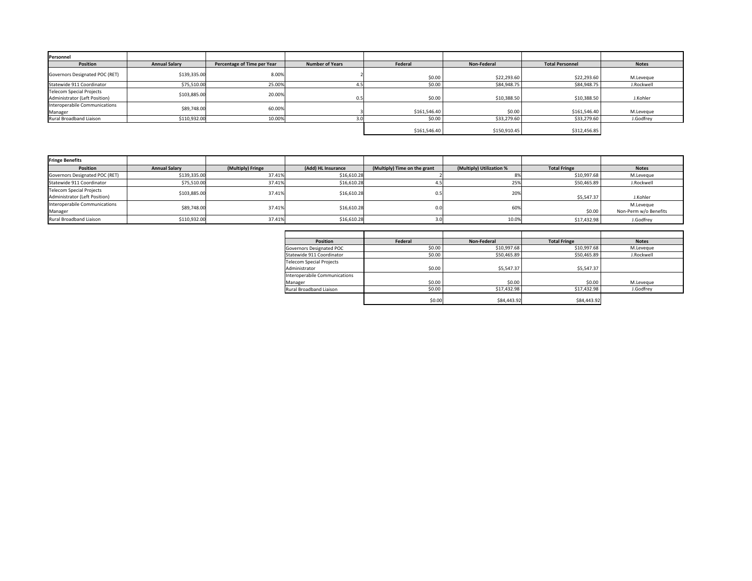| Personnel | | | | | | | |
|---|---|---|---|---|---|---|---|
| **Position** | **Annual Salary** | **Percentage of Time per Year** | **Number of Years** | **Federal** | **Non-Federal** | **Total Personnel** | **Notes** |
| Governors Designated POC (RET) | $139,335.00 | 8.00% | 2 | $0.00 | $22,293.60 | $22,293.60 | M.Leveque |
| Statewide 911 Coordinator | $75,510.00 | 25.00% | 4.5 | $0.00 | $84,948.75 | $84,948.75 | J.Rockwell |
| Telecom Special Projects Administrator (Left Position) | $103,885.00 | 20.00% | 0.5 | $0.00 | $10,388.50 | $10,388.50 | J.Kohler |
| Interoperabile Communications Manager | $89,748.00 | 60.00% | 3 | $161,546.40 | $0.00 | $161,546.40 | M.Leveque |
| Rural Broadband Liaison | $110,932.00 | 10.00% | 3.0 | $0.00 | $33,279.60 | $33,279.60 | J.Godfrey |
| | | | | $161,546.40 | $150,910.45 | $312,456.85 | |

| Fringe Benefits | | | | | | | |
|---|---|---|---|---|---|---|---|
| **Position** | **Annual Salary** | **(Multiply) Fringe** | **(Add) HL Insurance** | **(Multiply) Time on the grant** | **(Multiply) Utilization %** | **Total Fringe** | **Notes** |
| Governors Designated POC (RET) | $139,335.00 | 37.41% | $16,610.28 | 2 | 8% | $10,997.68 | M.Leveque |
| Statewide 911 Coordinator | $75,510.00 | 37.41% | $16,610.28 | 4.5 | 25% | $50,465.89 | J.Rockwell |
| Telecom Special Projects Administrator (Left Position) | $103,885.00 | 37.41% | $16,610.28 | 0.5 | 20% | $5,547.37 | J.Kohler |
| Interoperabile Communications Manager | $89,748.00 | 37.41% | $16,610.28 | 0.0 | 60% | $0.00 | M.Leveque Non-Perm w/o Benefits |
| Rural Broadband Liaison | $110,932.00 | 37.41% | $16,610.28 | 3.0 | 10.0% | $17,432.98 | J.Godfrey |

| Position | Federal | Non-Federal | Total Fringe | Notes |
|---|---|---|---|---|
| Governors Designated POC | $0.00 | $10,997.68 | $10,997.68 | M.Leveque |
| Statewide 911 Coordinator | $0.00 | $50,465.89 | $50,465.89 | J.Rockwell |
| Telecom Special Projects Administrator | $0.00 | $5,547.37 | $5,547.37 | |
| Interoperabile Communications Manager | $0.00 | $0.00 | $0.00 | M.Leveque |
| Rural Broadband Liaison | $0.00 | $17,432.98 | $17,432.98 | J.Godfrey |
| | $0.00 | $84,443.92 | $84,443.92 | |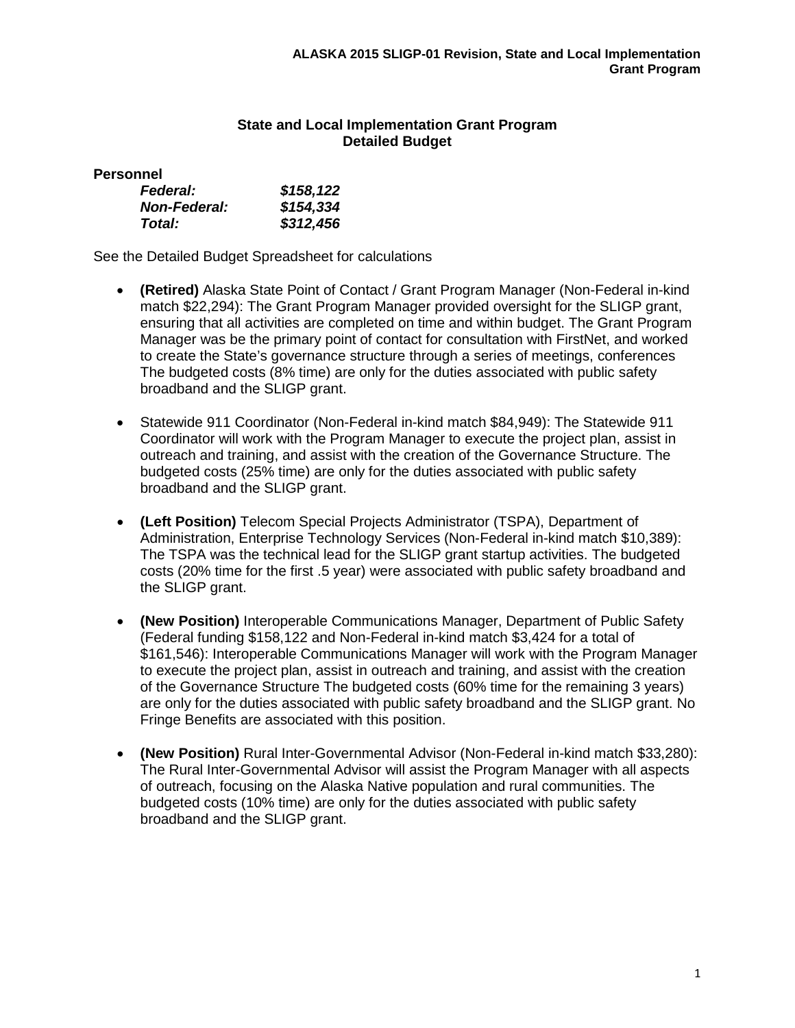## State and Local Implementation Grant Program Detailed Budget

### Personnel

| | |
|---|---|
| ***Federal:*** | ***$158,122*** |
| ***Non-Federal:*** | ***$154,334*** |
| ***Total:*** | ***$312,456*** |

See the Detailed Budget Spreadsheet for calculations

- **(Retired)** Alaska State Point of Contact / Grant Program Manager (Non-Federal in-kind match $22,294): The Grant Program Manager provided oversight for the SLIGP grant, ensuring that all activities are completed on time and within budget. The Grant Program Manager was be the primary point of contact for consultation with FirstNet, and worked to create the State's governance structure through a series of meetings, conferences The budgeted costs (8% time) are only for the duties associated with public safety broadband and the SLIGP grant.

- Statewide 911 Coordinator (Non-Federal in-kind match $84,949): The Statewide 911 Coordinator will work with the Program Manager to execute the project plan, assist in outreach and training, and assist with the creation of the Governance Structure. The budgeted costs (25% time) are only for the duties associated with public safety broadband and the SLIGP grant.

- **(Left Position)** Telecom Special Projects Administrator (TSPA), Department of Administration, Enterprise Technology Services (Non-Federal in-kind match $10,389): The TSPA was the technical lead for the SLIGP grant startup activities. The budgeted costs (20% time for the first .5 year) were associated with public safety broadband and the SLIGP grant.

- **(New Position)** Interoperable Communications Manager, Department of Public Safety (Federal funding $158,122 and Non-Federal in-kind match $3,424 for a total of $161,546): Interoperable Communications Manager will work with the Program Manager to execute the project plan, assist in outreach and training, and assist with the creation of the Governance Structure The budgeted costs (60% time for the remaining 3 years) are only for the duties associated with public safety broadband and the SLIGP grant. No Fringe Benefits are associated with this position.

- **(New Position)** Rural Inter-Governmental Advisor (Non-Federal in-kind match $33,280): The Rural Inter-Governmental Advisor will assist the Program Manager with all aspects of outreach, focusing on the Alaska Native population and rural communities. The budgeted costs (10% time) are only for the duties associated with public safety broadband and the SLIGP grant.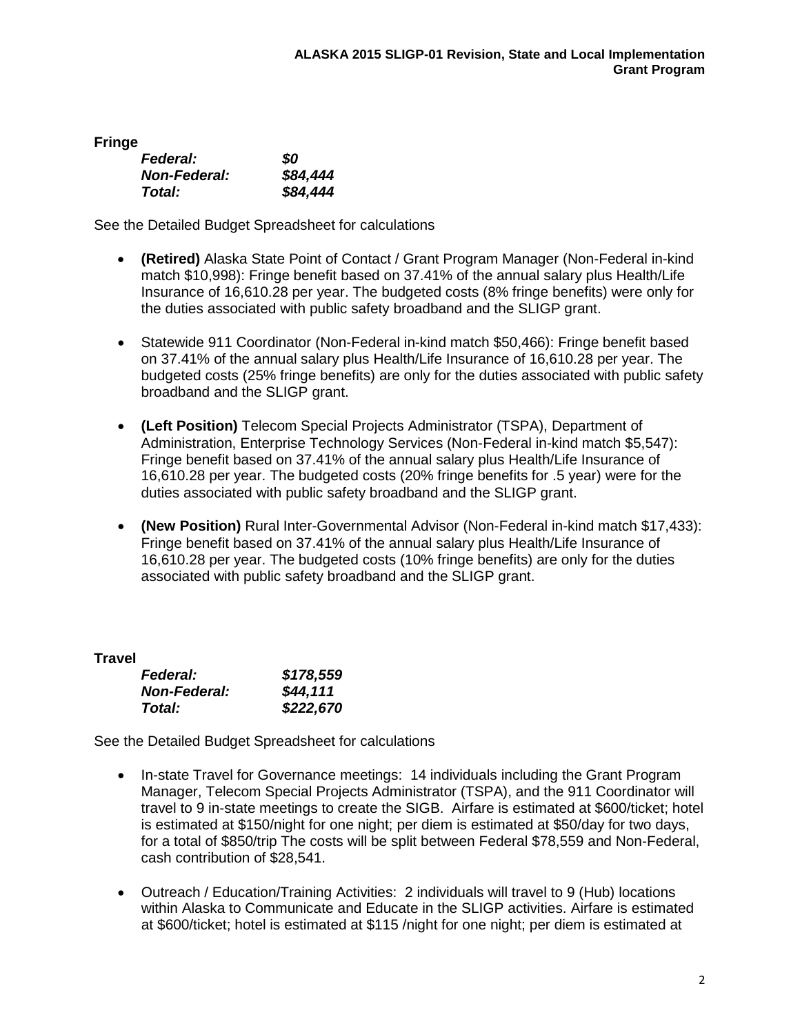**Fringe**

*Federal:* ***$0***
*Non-Federal:* ***$84,444***
*Total:* ***$84,444***

See the Detailed Budget Spreadsheet for calculations

- **(Retired)** Alaska State Point of Contact / Grant Program Manager (Non-Federal in-kind match $10,998): Fringe benefit based on 37.41% of the annual salary plus Health/Life Insurance of 16,610.28 per year. The budgeted costs (8% fringe benefits) were only for the duties associated with public safety broadband and the SLIGP grant.

- Statewide 911 Coordinator (Non-Federal in-kind match $50,466): Fringe benefit based on 37.41% of the annual salary plus Health/Life Insurance of 16,610.28 per year. The budgeted costs (25% fringe benefits) are only for the duties associated with public safety broadband and the SLIGP grant.

- **(Left Position)** Telecom Special Projects Administrator (TSPA), Department of Administration, Enterprise Technology Services (Non-Federal in-kind match $5,547): Fringe benefit based on 37.41% of the annual salary plus Health/Life Insurance of 16,610.28 per year. The budgeted costs (20% fringe benefits for .5 year) were for the duties associated with public safety broadband and the SLIGP grant.

- **(New Position)** Rural Inter-Governmental Advisor (Non-Federal in-kind match $17,433): Fringe benefit based on 37.41% of the annual salary plus Health/Life Insurance of 16,610.28 per year. The budgeted costs (10% fringe benefits) are only for the duties associated with public safety broadband and the SLIGP grant.

**Travel**

*Federal:* ***$178,559***
*Non-Federal:* ***$44,111***
*Total:* ***$222,670***

See the Detailed Budget Spreadsheet for calculations

- In-state Travel for Governance meetings: 14 individuals including the Grant Program Manager, Telecom Special Projects Administrator (TSPA), and the 911 Coordinator will travel to 9 in-state meetings to create the SIGB. Airfare is estimated at $600/ticket; hotel is estimated at $150/night for one night; per diem is estimated at $50/day for two days, for a total of $850/trip The costs will be split between Federal $78,559 and Non-Federal, cash contribution of $28,541.

- Outreach / Education/Training Activities: 2 individuals will travel to 9 (Hub) locations within Alaska to Communicate and Educate in the SLIGP activities. Airfare is estimated at $600/ticket; hotel is estimated at $115 /night for one night; per diem is estimated at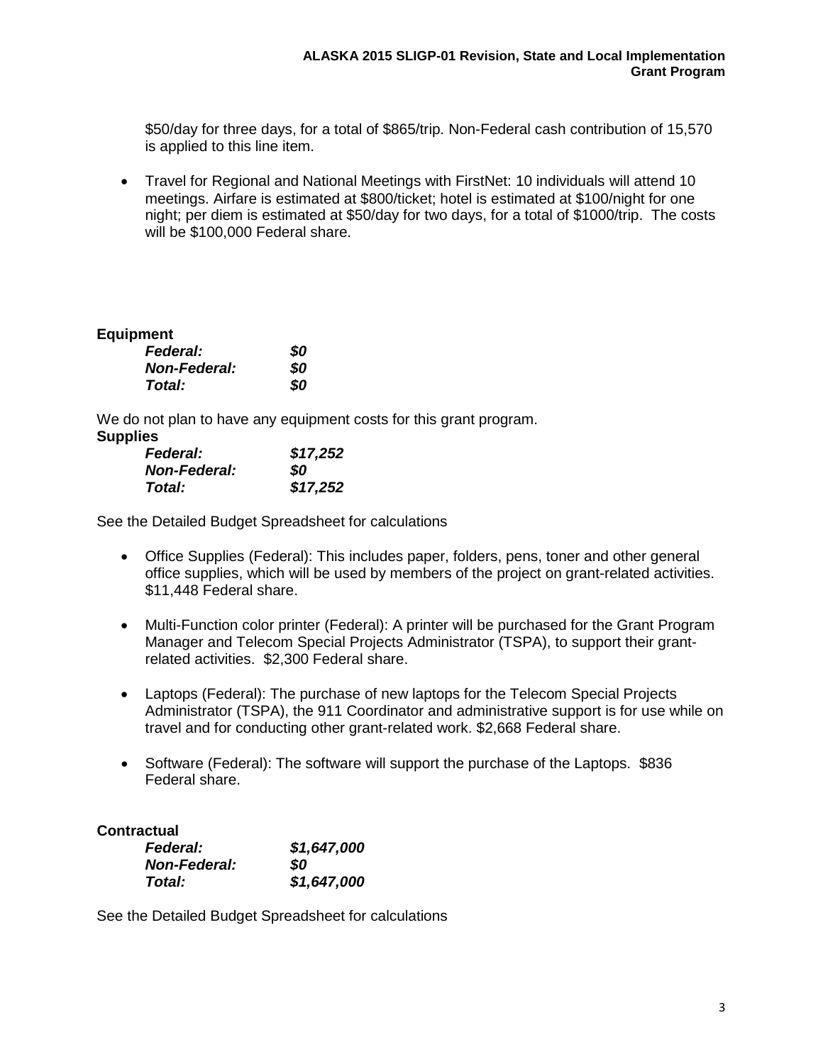$50/day for three days, for a total of $865/trip. Non-Federal cash contribution of 15,570 is applied to this line item.

- Travel for Regional and National Meetings with FirstNet: 10 individuals will attend 10 meetings. Airfare is estimated at $800/ticket; hotel is estimated at $100/night for one night; per diem is estimated at $50/day for two days, for a total of $1000/trip. The costs will be $100,000 Federal share.

**Equipment**

| | |
|---|---|
| ***Federal:*** | ***$0*** |
| ***Non-Federal:*** | ***$0*** |
| ***Total:*** | ***$0*** |

We do not plan to have any equipment costs for this grant program.

**Supplies**

| | |
|---|---|
| ***Federal:*** | ***$17,252*** |
| ***Non-Federal:*** | ***$0*** |
| ***Total:*** | ***$17,252*** |

See the Detailed Budget Spreadsheet for calculations

- Office Supplies (Federal): This includes paper, folders, pens, toner and other general office supplies, which will be used by members of the project on grant-related activities. $11,448 Federal share.

- Multi-Function color printer (Federal): A printer will be purchased for the Grant Program Manager and Telecom Special Projects Administrator (TSPA), to support their grant-related activities. $2,300 Federal share.

- Laptops (Federal): The purchase of new laptops for the Telecom Special Projects Administrator (TSPA), the 911 Coordinator and administrative support is for use while on travel and for conducting other grant-related work. $2,668 Federal share.

- Software (Federal): The software will support the purchase of the Laptops. $836 Federal share.

**Contractual**

| | |
|---|---|
| ***Federal:*** | ***$1,647,000*** |
| ***Non-Federal:*** | ***$0*** |
| ***Total:*** | ***$1,647,000*** |

See the Detailed Budget Spreadsheet for calculations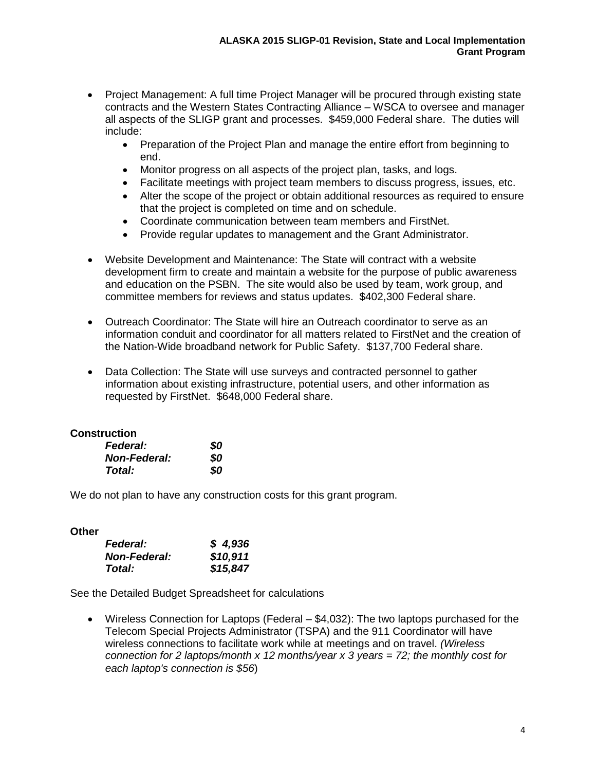- Project Management: A full time Project Manager will be procured through existing state contracts and the Western States Contracting Alliance – WSCA to oversee and manager all aspects of the SLIGP grant and processes. $459,000 Federal share. The duties will include:
    - Preparation of the Project Plan and manage the entire effort from beginning to end.
    - Monitor progress on all aspects of the project plan, tasks, and logs.
    - Facilitate meetings with project team members to discuss progress, issues, etc.
    - Alter the scope of the project or obtain additional resources as required to ensure that the project is completed on time and on schedule.
    - Coordinate communication between team members and FirstNet.
    - Provide regular updates to management and the Grant Administrator.

- Website Development and Maintenance: The State will contract with a website development firm to create and maintain a website for the purpose of public awareness and education on the PSBN. The site would also be used by team, work group, and committee members for reviews and status updates. $402,300 Federal share.

- Outreach Coordinator: The State will hire an Outreach coordinator to serve as an information conduit and coordinator for all matters related to FirstNet and the creation of the Nation-Wide broadband network for Public Safety. $137,700 Federal share.

- Data Collection: The State will use surveys and contracted personnel to gather information about existing infrastructure, potential users, and other information as requested by FirstNet. $648,000 Federal share.

**Construction**

| | |
|---|---|
| ***Federal:*** | ***$0*** |
| ***Non-Federal:*** | ***$0*** |
| ***Total:*** | ***$0*** |

We do not plan to have any construction costs for this grant program.

**Other**

| | |
|---|---|
| ***Federal:*** | ***$ 4,936*** |
| ***Non-Federal:*** | ***$10,911*** |
| ***Total:*** | ***$15,847*** |

See the Detailed Budget Spreadsheet for calculations

- Wireless Connection for Laptops (Federal – $4,032): The two laptops purchased for the Telecom Special Projects Administrator (TSPA) and the 911 Coordinator will have wireless connections to facilitate work while at meetings and on travel. *(Wireless connection for 2 laptops/month x 12 months/year x 3 years = 72; the monthly cost for each laptop's connection is $56*)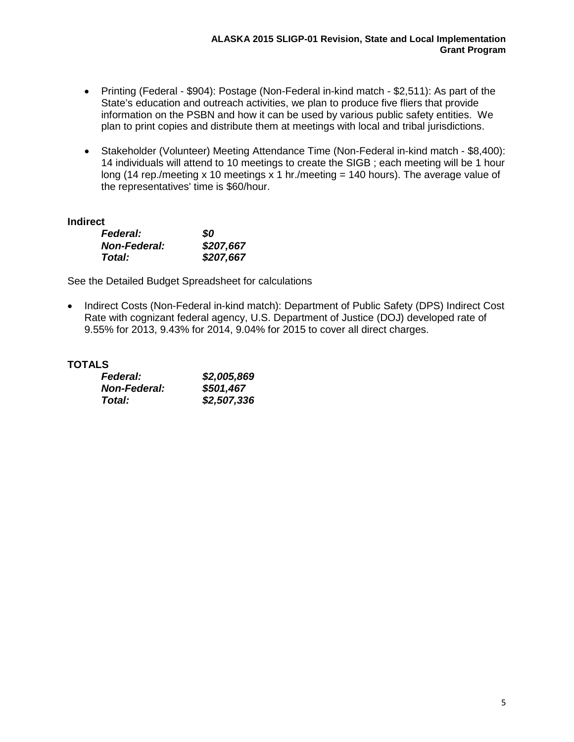- Printing (Federal - $904): Postage (Non-Federal in-kind match - $2,511): As part of the State's education and outreach activities, we plan to produce five fliers that provide information on the PSBN and how it can be used by various public safety entities. We plan to print copies and distribute them at meetings with local and tribal jurisdictions.

- Stakeholder (Volunteer) Meeting Attendance Time (Non-Federal in-kind match - $8,400): 14 individuals will attend to 10 meetings to create the SIGB ; each meeting will be 1 hour long (14 rep./meeting x 10 meetings x 1 hr./meeting = 140 hours). The average value of the representatives' time is $60/hour.

**Indirect**

| | |
|---|---|
| ***Federal:*** | ***$0*** |
| ***Non-Federal:*** | ***$207,667*** |
| ***Total:*** | ***$207,667*** |

See the Detailed Budget Spreadsheet for calculations

- Indirect Costs (Non-Federal in-kind match): Department of Public Safety (DPS) Indirect Cost Rate with cognizant federal agency, U.S. Department of Justice (DOJ) developed rate of 9.55% for 2013, 9.43% for 2014, 9.04% for 2015 to cover all direct charges.

**TOTALS**

| | |
|---|---|
| ***Federal:*** | ***$2,005,869*** |
| ***Non-Federal:*** | ***$501,467*** |
| ***Total:*** | ***$2,507,336*** |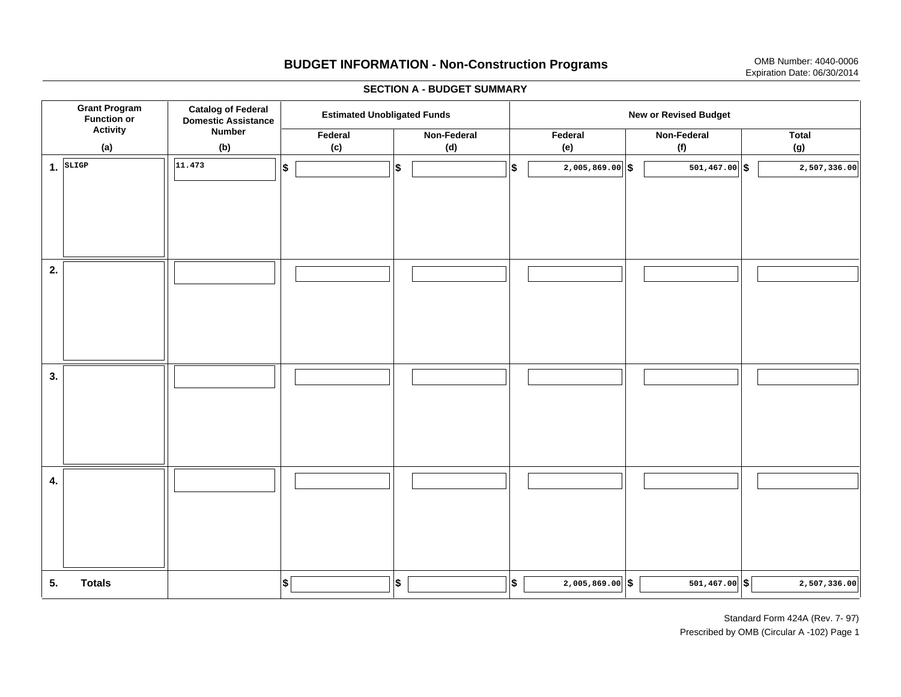# BUDGET INFORMATION - Non-Construction Programs

OMB Number: 4040-0006
Expiration Date: 06/30/2014

## SECTION A - BUDGET SUMMARY

| | Grant Program Function or Activity (a) | Catalog of Federal Domestic Assistance Number (b) | Estimated Unobligated Funds: Federal (c) | Estimated Unobligated Funds: Non-Federal (d) | New or Revised Budget: Federal (e) | New or Revised Budget: Non-Federal (f) | New or Revised Budget: Total (g) |
|---|---|---|---|---|---|---|---|
| 1. | SLIGP | 11.473 | $ | $ | $ 2,005,869.00 | $ 501,467.00 | $ 2,507,336.00 |
| 2. | | | | | | | |
| 3. | | | | | | | |
| 4. | | | | | | | |
| 5. | **Totals** | | $ | $ | $ 2,005,869.00 | $ 501,467.00 | $ 2,507,336.00 |

Standard Form 424A (Rev. 7- 97)
Prescribed by OMB (Circular A -102) Page 1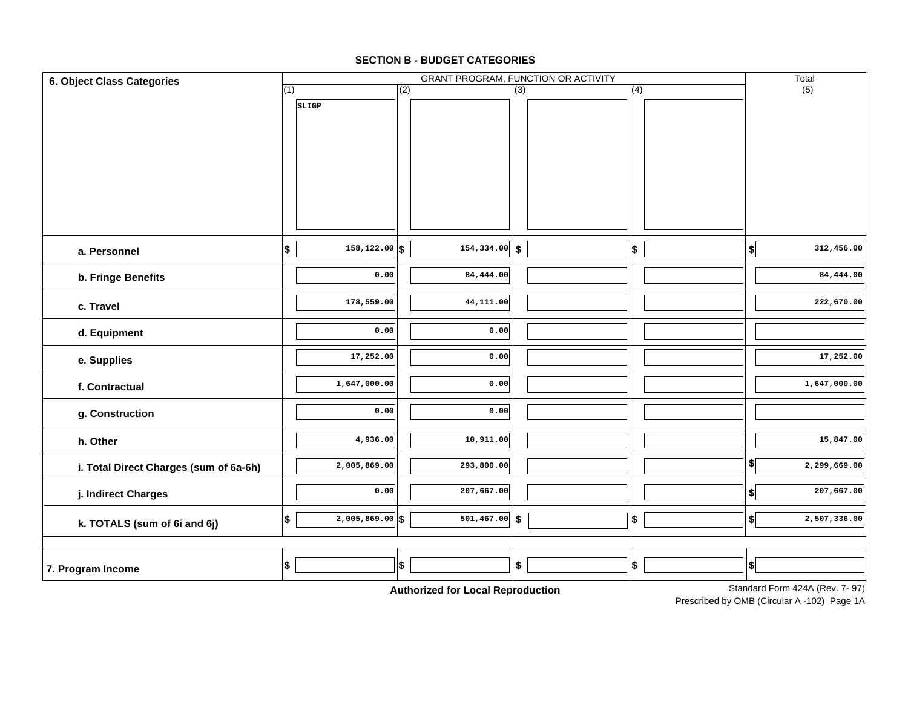## SECTION B - BUDGET CATEGORIES

| 6. Object Class Categories | GRANT PROGRAM, FUNCTION OR ACTIVITY | | | | Total |
|---|---|---|---|---|---|
| | (1) SLIGP | (2) | (3) | (4) | (5) |
| a. Personnel | $ 158,122.00 | $ 154,334.00 | $ | $ | $ 312,456.00 |
| b. Fringe Benefits | 0.00 | 84,444.00 | | | 84,444.00 |
| c. Travel | 178,559.00 | 44,111.00 | | | 222,670.00 |
| d. Equipment | 0.00 | 0.00 | | | |
| e. Supplies | 17,252.00 | 0.00 | | | 17,252.00 |
| f. Contractual | 1,647,000.00 | 0.00 | | | 1,647,000.00 |
| g. Construction | 0.00 | 0.00 | | | |
| h. Other | 4,936.00 | 10,911.00 | | | 15,847.00 |
| i. Total Direct Charges (sum of 6a-6h) | 2,005,869.00 | 293,800.00 | | | $ 2,299,669.00 |
| j. Indirect Charges | 0.00 | 207,667.00 | | | $ 207,667.00 |
| k. TOTALS (sum of 6i and 6j) | $ 2,005,869.00 | $ 501,467.00 | $ | $ | $ 2,507,336.00 |
| 7. Program Income | $ | $ | $ | $ | $ |

**Authorized for Local Reproduction**

Standard Form 424A (Rev. 7- 97)
Prescribed by OMB (Circular A -102) Page 1A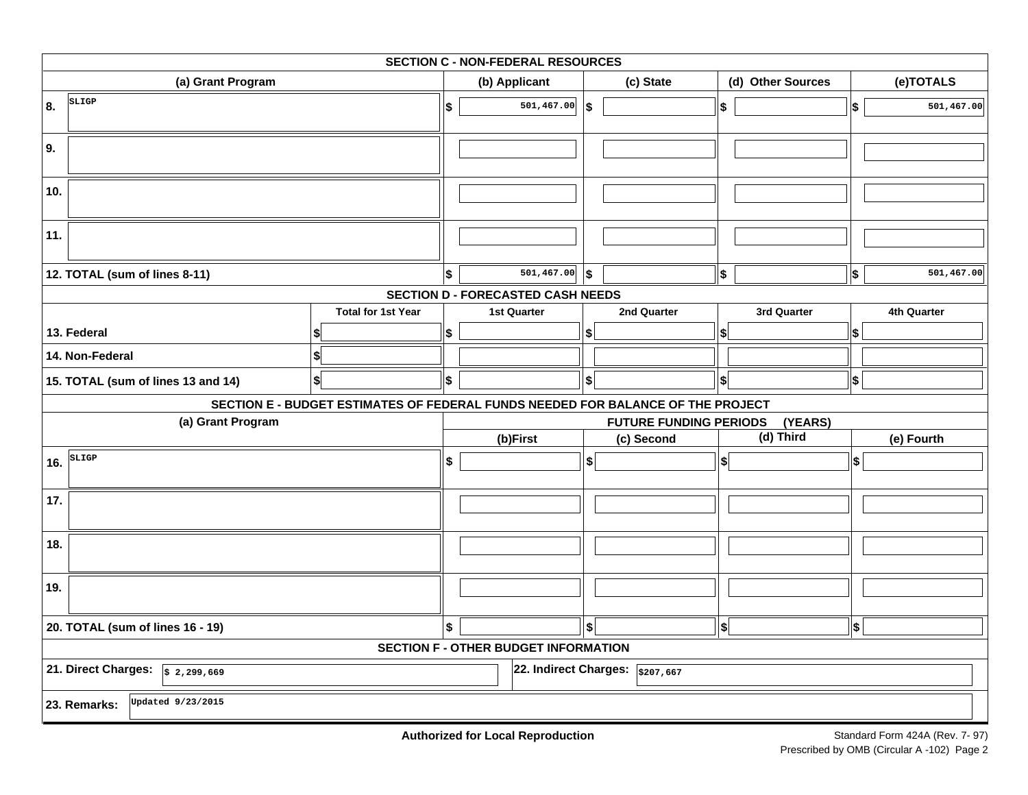## SECTION C - NON-FEDERAL RESOURCES

| (a) Grant Program | (b) Applicant | (c) State | (d) Other Sources | (e)TOTALS |
|---|---|---|---|---|
| 8. SLIGP | $ 501,467.00 | $ | $ | $ 501,467.00 |
| 9. | | | | |
| 10. | | | | |
| 11. | | | | |
| 12. TOTAL (sum of lines 8-11) | $ 501,467.00 | $ | $ | $ 501,467.00 |

## SECTION D - FORECASTED CASH NEEDS

| | Total for 1st Year | 1st Quarter | 2nd Quarter | 3rd Quarter | 4th Quarter |
|---|---|---|---|---|---|
| 13. Federal | $ | $ | $ | $ | $ |
| 14. Non-Federal | $ | | | | |
| 15. TOTAL (sum of lines 13 and 14) | $ | $ | $ | $ | $ |

## SECTION E - BUDGET ESTIMATES OF FEDERAL FUNDS NEEDED FOR BALANCE OF THE PROJECT

| (a) Grant Program | FUTURE FUNDING PERIODS (YEARS) | | | |
|---|---|---|---|---|
| | (b)First | (c) Second | (d) Third | (e) Fourth |
| 16. SLIGP | $ | $ | $ | $ |
| 17. | | | | |
| 18. | | | | |
| 19. | | | | |
| 20. TOTAL (sum of lines 16 - 19) | $ | $ | $ | $ |

## SECTION F - OTHER BUDGET INFORMATION

**21. Direct Charges:** $ 2,299,669

**22. Indirect Charges:** $207,667

**23. Remarks:** Updated 9/23/2015

**Authorized for Local Reproduction**

Standard Form 424A (Rev. 7- 97)
Prescribed by OMB (Circular A -102) Page 2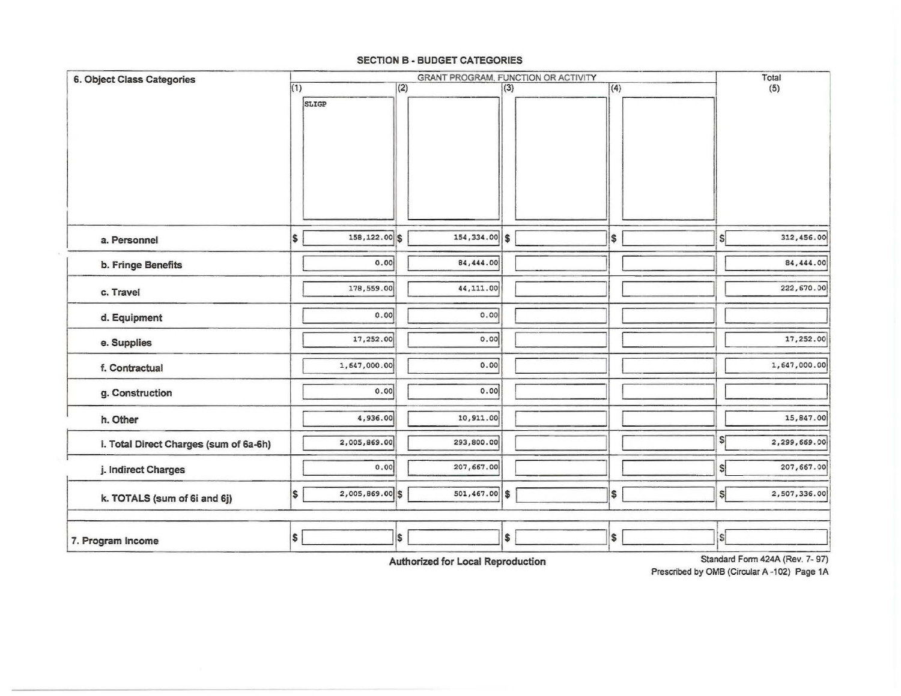## SECTION B - BUDGET CATEGORIES

| 6. Object Class Categories | GRANT PROGRAM, FUNCTION OR ACTIVITY | | | | Total |
|---|---|---|---|---|---|
| | (1) SLIGP | (2) | (3) | (4) | (5) |
| a. Personnel | $ 158,122.00 | $ 154,334.00 | $ | $ | $ 312,456.00 |
| b. Fringe Benefits | 0.00 | 84,444.00 | | | 84,444.00 |
| c. Travel | 178,559.00 | 44,111.00 | | | 222,670.00 |
| d. Equipment | 0.00 | 0.00 | | | |
| e. Supplies | 17,252.00 | 0.00 | | | 17,252.00 |
| f. Contractual | 1,647,000.00 | 0.00 | | | 1,647,000.00 |
| g. Construction | 0.00 | 0.00 | | | |
| h. Other | 4,936.00 | 10,911.00 | | | 15,847.00 |
| i. Total Direct Charges (sum of 6a-6h) | 2,005,869.00 | 293,800.00 | | | $ 2,299,669.00 |
| j. Indirect Charges | 0.00 | 207,667.00 | | | $ 207,667.00 |
| k. TOTALS (sum of 6i and 6j) | $ 2,005,869.00 | $ 501,467.00 | $ | $ | $ 2,507,336.00 |
| 7. Program Income | $ | $ | $ | $ | $ |

**Authorized for Local Reproduction**

Standard Form 424A (Rev. 7- 97)
Prescribed by OMB (Circular A -102) Page 1A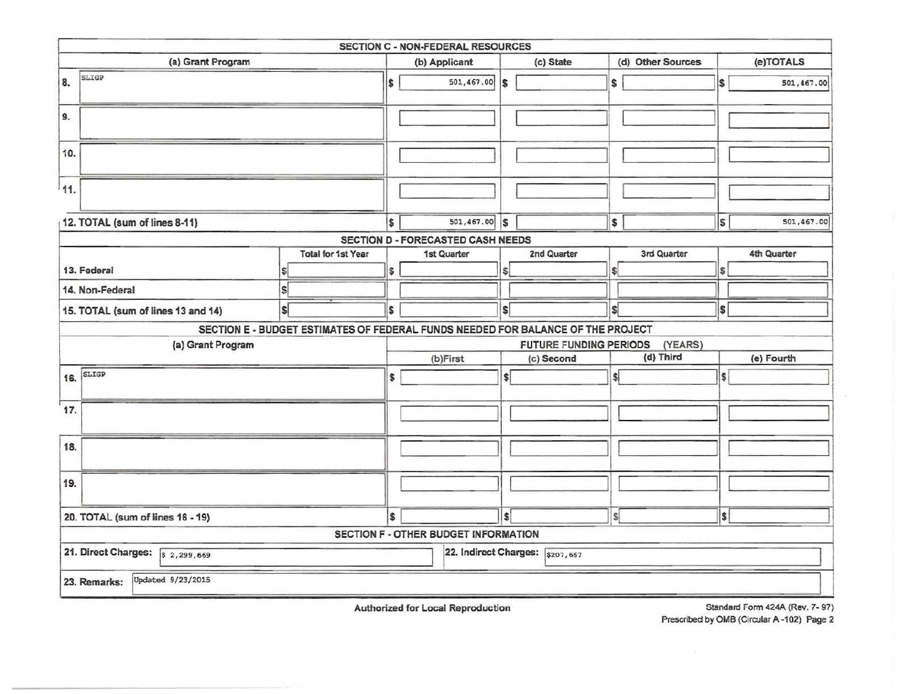## SECTION C - NON-FEDERAL RESOURCES

| (a) Grant Program | (b) Applicant | (c) State | (d) Other Sources | (e)TOTALS |
|---|---|---|---|---|
| 8. SLIGP | $ 501,467.00 | $ | $ | $ 501,467.00 |
| 9. | | | | |
| 10. | | | | |
| 11. | | | | |
| 12. TOTAL (sum of lines 8-11) | $ 501,467.00 | $ | $ | $ 501,467.00 |

## SECTION D - FORECASTED CASH NEEDS

| | Total for 1st Year | 1st Quarter | 2nd Quarter | 3rd Quarter | 4th Quarter |
|---|---|---|---|---|---|
| 13. Federal | $ | $ | $ | $ | $ |
| 14. Non-Federal | $ | | | | |
| 15. TOTAL (sum of lines 13 and 14) | $ | $ | $ | $ | $ |

## SECTION E - BUDGET ESTIMATES OF FEDERAL FUNDS NEEDED FOR BALANCE OF THE PROJECT

| (a) Grant Program | FUTURE FUNDING PERIODS (YEARS) | | | |
|---|---|---|---|---|
| | (b)First | (c) Second | (d) Third | (e) Fourth |
| 16. SLIGP | $ | $ | $ | $ |
| 17. | | | | |
| 18. | | | | |
| 19. | | | | |
| 20. TOTAL (sum of lines 16 - 19) | $ | $ | $ | $ |

## SECTION F - OTHER BUDGET INFORMATION

21. Direct Charges: $ 2,299,669

22. Indirect Charges: $207,667

23. Remarks: Updated 9/23/2015

Authorized for Local Reproduction

Standard Form 424A (Rev. 7- 97)
Prescribed by OMB (Circular A -102) Page 2